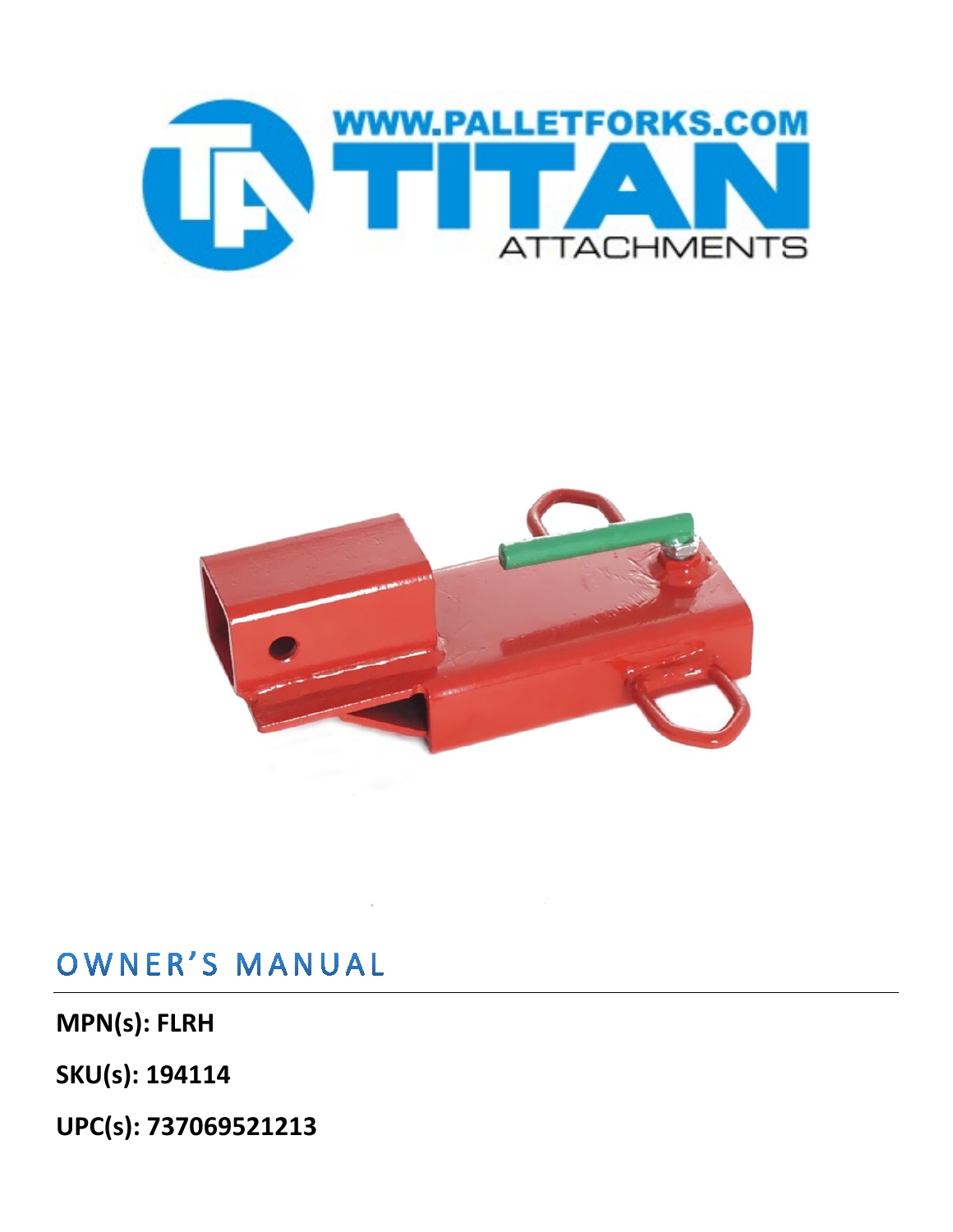WWW.PALLETFORKS.COM

TITAN

ATTACHMENTS

# OWNER'S MANUAL

**MPN(s): FLRH**

**SKU(s): 194114**

**UPC(s): 737069521213**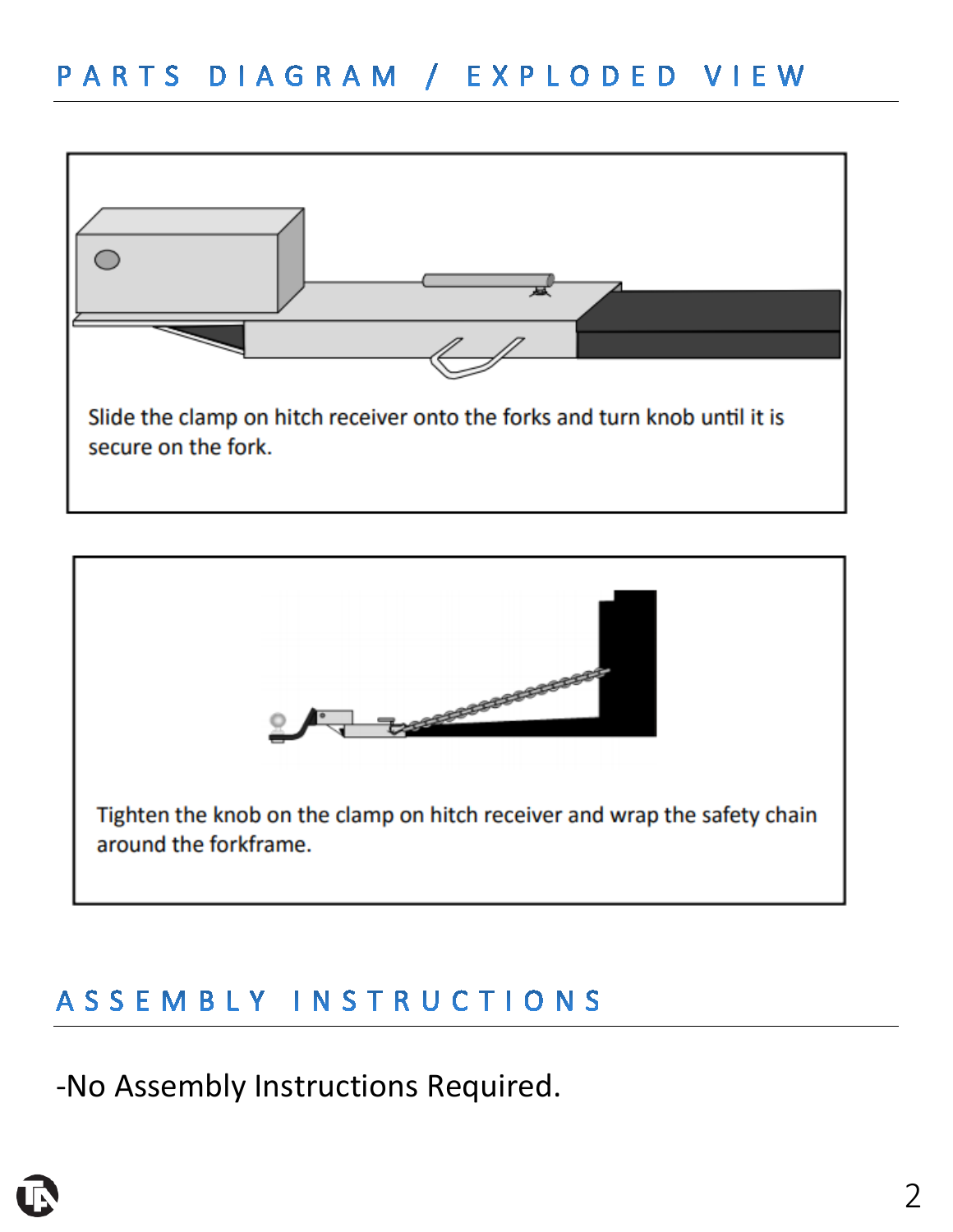## PARTS DIAGRAM / EXPLODED VIEW

Slide the clamp on hitch receiver onto the forks and turn knob until it is secure on the fork.

Tighten the knob on the clamp on hitch receiver and wrap the safety chain around the forkframe.

## ASSEMBLY INSTRUCTIONS

-No Assembly Instructions Required.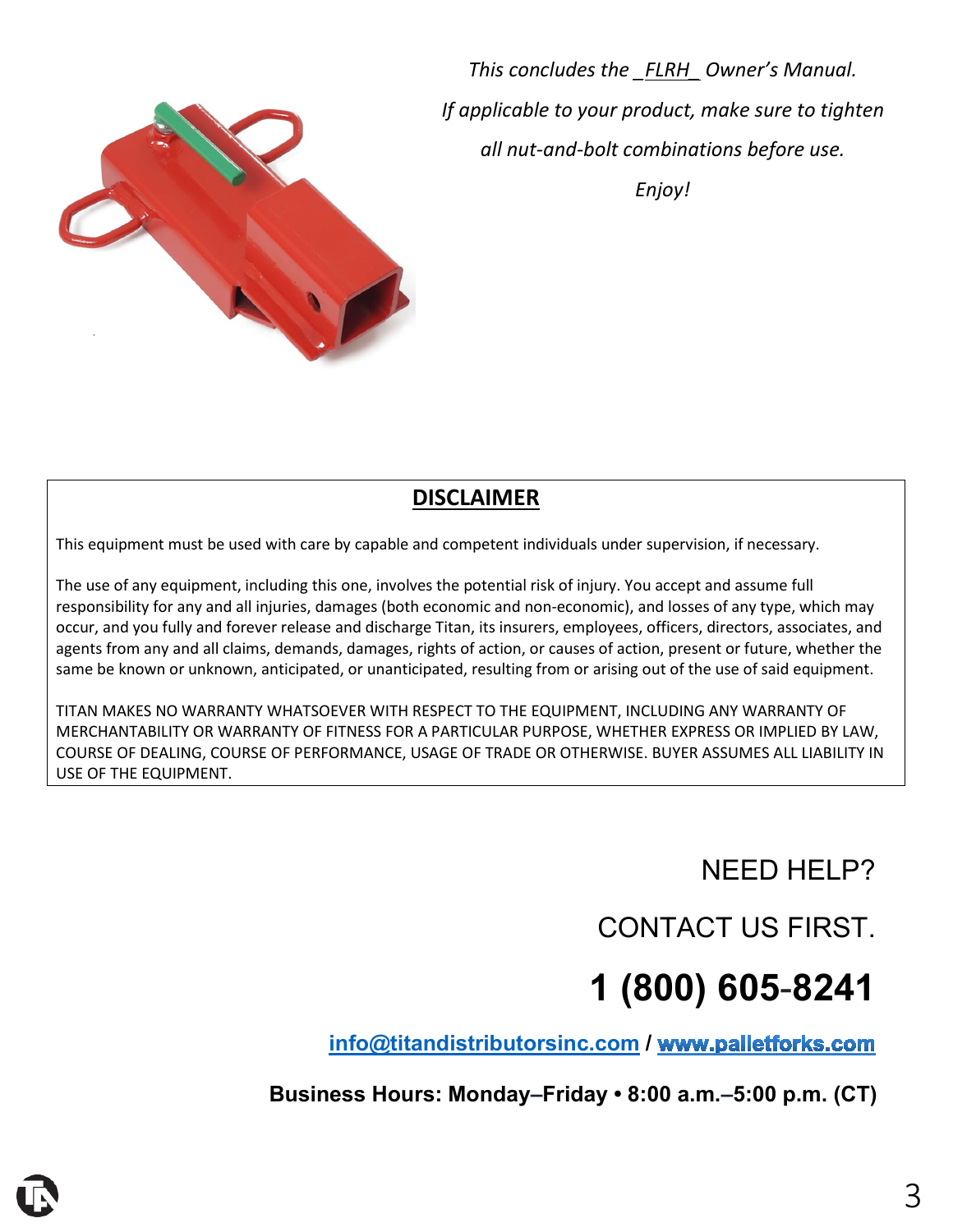*This concludes the _FLRH_ Owner's Manual.*

*If applicable to your product, make sure to tighten all nut-and-bolt combinations before use.*

*Enjoy!*

## DISCLAIMER

This equipment must be used with care by capable and competent individuals under supervision, if necessary.

The use of any equipment, including this one, involves the potential risk of injury. You accept and assume full responsibility for any and all injuries, damages (both economic and non-economic), and losses of any type, which may occur, and you fully and forever release and discharge Titan, its insurers, employees, officers, directors, associates, and agents from any and all claims, demands, damages, rights of action, or causes of action, present or future, whether the same be known or unknown, anticipated, or unanticipated, resulting from or arising out of the use of said equipment.

TITAN MAKES NO WARRANTY WHATSOEVER WITH RESPECT TO THE EQUIPMENT, INCLUDING ANY WARRANTY OF MERCHANTABILITY OR WARRANTY OF FITNESS FOR A PARTICULAR PURPOSE, WHETHER EXPRESS OR IMPLIED BY LAW, COURSE OF DEALING, COURSE OF PERFORMANCE, USAGE OF TRADE OR OTHERWISE. BUYER ASSUMES ALL LIABILITY IN USE OF THE EQUIPMENT.

NEED HELP?

CONTACT US FIRST.

**1 (800) 605-8241**

**info@titandistributorsinc.com / www.palletforks.com**

**Business Hours: Monday–Friday • 8:00 a.m.–5:00 p.m. (CT)**